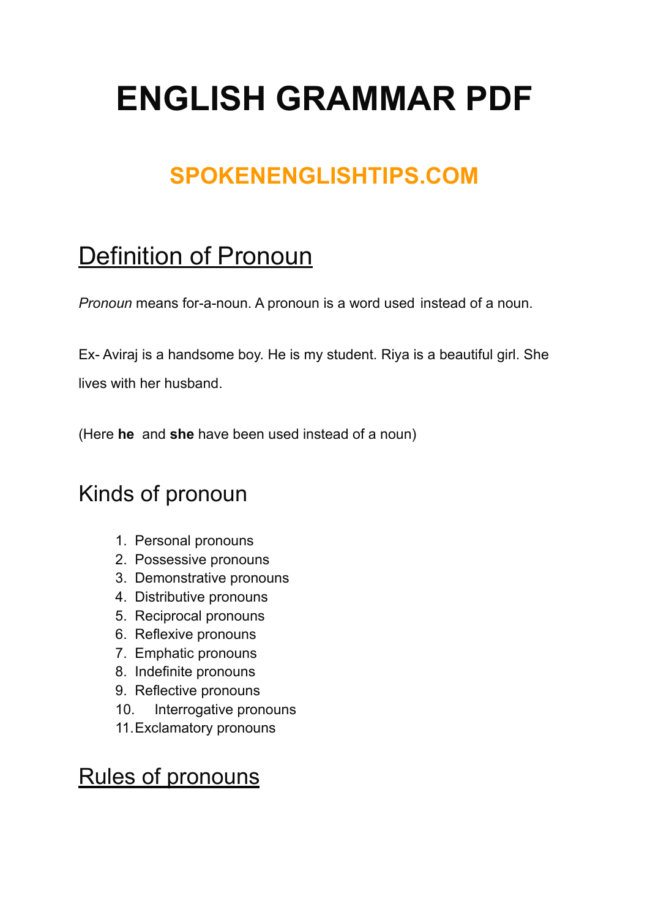# ENGLISH GRAMMAR PDF

## SPOKENENGLISHTIPS.COM

## Definition of Pronoun

*Pronoun* means for-a-noun. A pronoun is a word used instead of a noun.

Ex- Aviraj is a handsome boy. He is my student. Riya is a beautiful girl. She lives with her husband.

(Here **he** and **she** have been used instead of a noun)

## Kinds of pronoun

1. Personal pronouns
2. Possessive pronouns
3. Demonstrative pronouns
4. Distributive pronouns
5. Reciprocal pronouns
6. Reflexive pronouns
7. Emphatic pronouns
8. Indefinite pronouns
9. Reflective pronouns
10. Interrogative pronouns
11. Exclamatory pronouns

## Rules of pronouns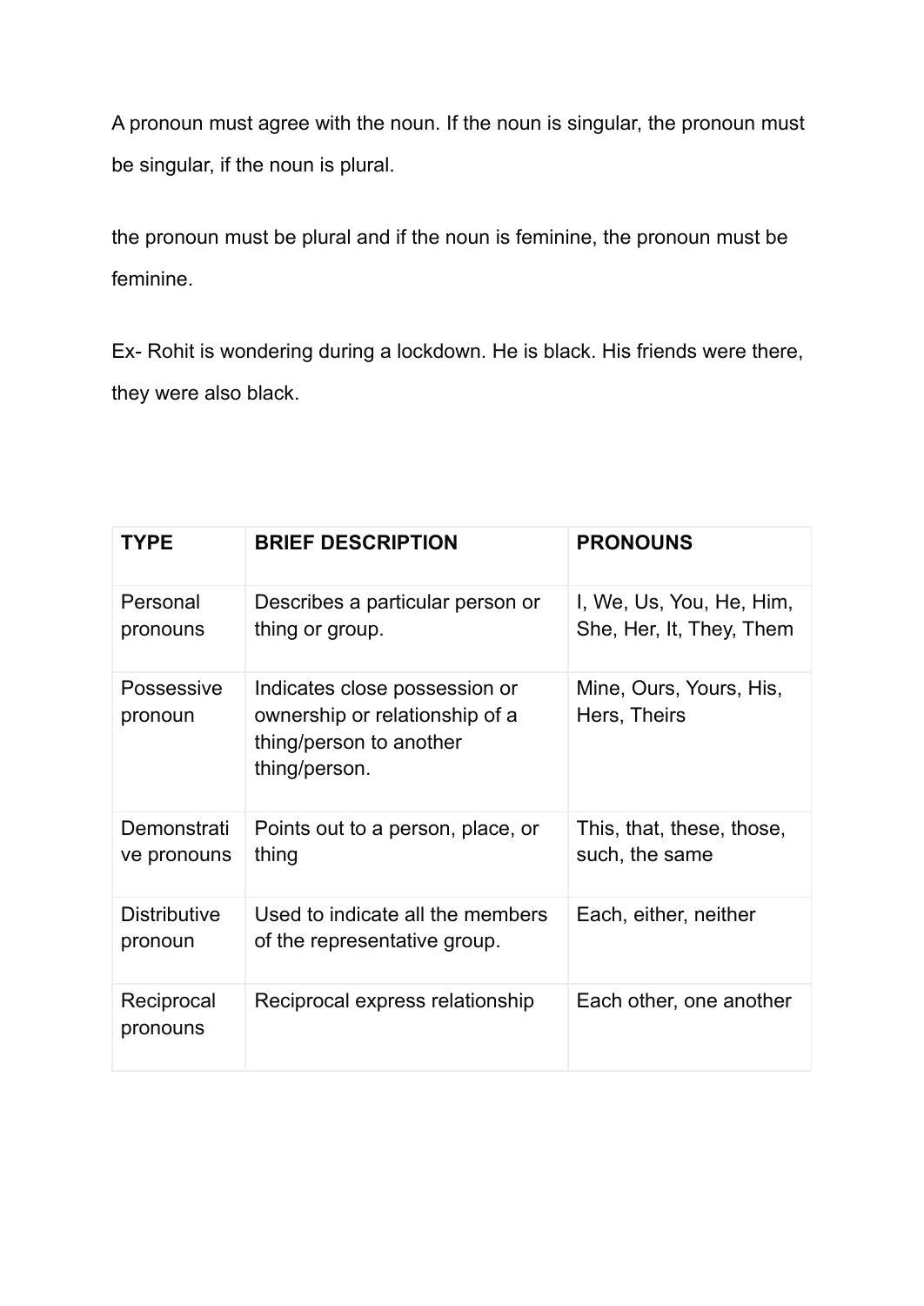A pronoun must agree with the noun. If the noun is singular, the pronoun must be singular, if the noun is plural.

the pronoun must be plural and if the noun is feminine, the pronoun must be feminine.

Ex- Rohit is wondering during a lockdown. He is black. His friends were there, they were also black.

| TYPE | BRIEF DESCRIPTION | PRONOUNS |
|---|---|---|
| Personal pronouns | Describes a particular person or thing or group. | I, We, Us, You, He, Him, She, Her, It, They, Them |
| Possessive pronoun | Indicates close possession or ownership or relationship of a thing/person to another thing/person. | Mine, Ours, Yours, His, Hers, Theirs |
| Demonstrative pronouns | Points out to a person, place, or thing | This, that, these, those, such, the same |
| Distributive pronoun | Used to indicate all the members of the representative group. | Each, either, neither |
| Reciprocal pronouns | Reciprocal express relationship | Each other, one another |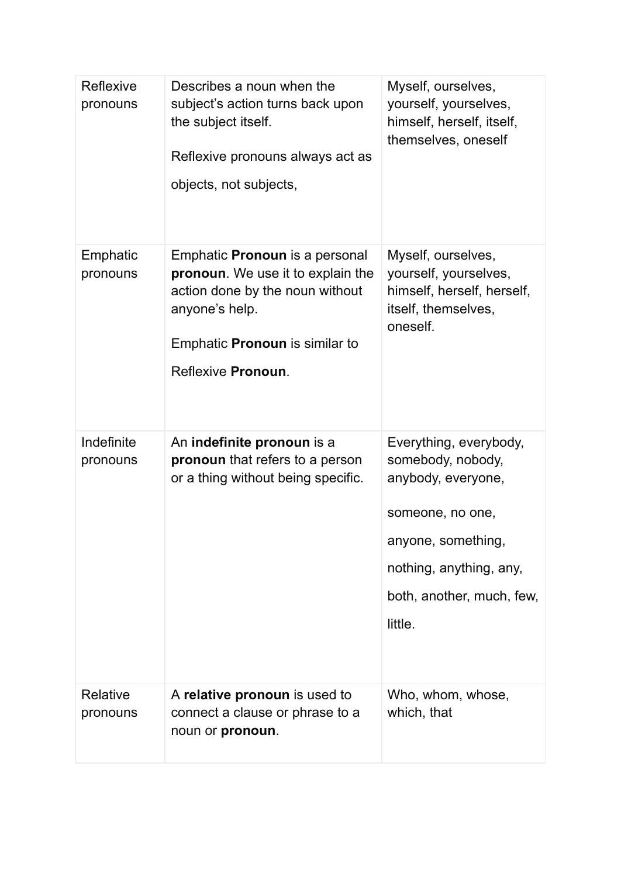| Reflexive pronouns | Describes a noun when the subject's action turns back upon the subject itself. Reflexive pronouns always act as objects, not subjects, | Myself, ourselves, yourself, yourselves, himself, herself, itself, themselves, oneself |
|---|---|---|
| Emphatic pronouns | Emphatic **Pronoun** is a personal **pronoun**. We use it to explain the action done by the noun without anyone's help. Emphatic **Pronoun** is similar to Reflexive **Pronoun**. | Myself, ourselves, yourself, yourselves, himself, herself, herself, itself, themselves, oneself. |
| Indefinite pronouns | An **indefinite pronoun** is a **pronoun** that refers to a person or a thing without being specific. | Everything, everybody, somebody, nobody, anybody, everyone, someone, no one, anyone, something, nothing, anything, any, both, another, much, few, little. |
| Relative pronouns | A **relative pronoun** is used to connect a clause or phrase to a noun or **pronoun**. | Who, whom, whose, which, that |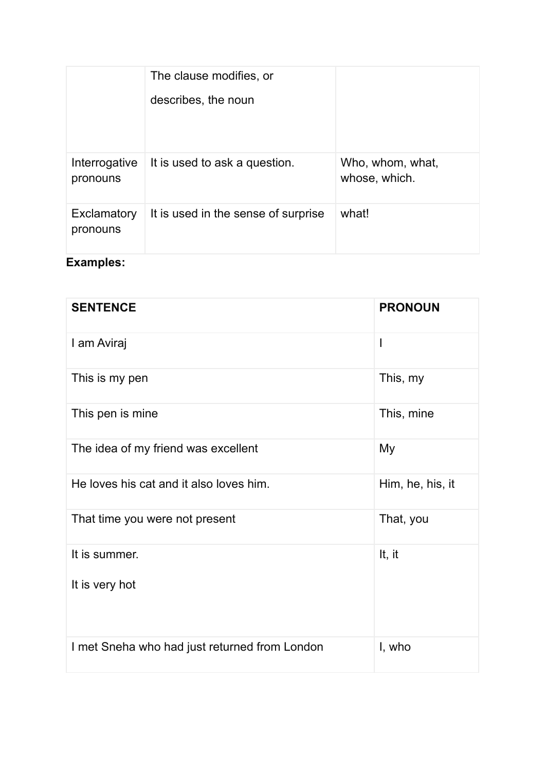|  | The clause modifies, or describes, the noun |  |
|---|---|---|
| Interrogative pronouns | It is used to ask a question. | Who, whom, what, whose, which. |
| Exclamatory pronouns | It is used in the sense of surprise | what! |

**Examples:**

| **SENTENCE** | **PRONOUN** |
|---|---|
| I am Aviraj | I |
| This is my pen | This, my |
| This pen is mine | This, mine |
| The idea of my friend was excellent | My |
| He loves his cat and it also loves him. | Him, he, his, it |
| That time you were not present | That, you |
| It is summer.<br><br>It is very hot | It, it |
| I met Sneha who had just returned from London | I, who |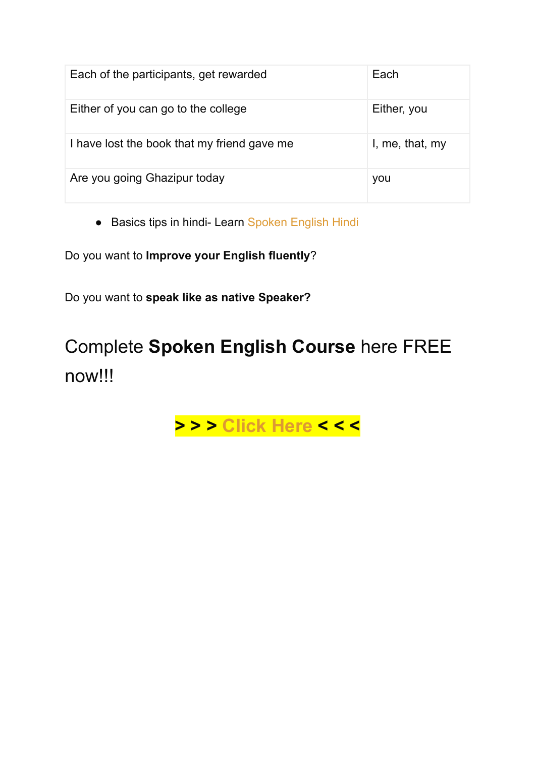| | |
|---|---|
| Each of the participants, get rewarded | Each |
| Either of you can go to the college | Either, you |
| I have lost the book that my friend gave me | I, me, that, my |
| Are you going Ghazipur today | you |

- Basics tips in hindi- Learn Spoken English Hindi

Do you want to **Improve your English fluently**?

Do you want to **speak like as native Speaker?**

## Complete **Spoken English Course** here FREE now!!!

**> > > Click Here < < <**